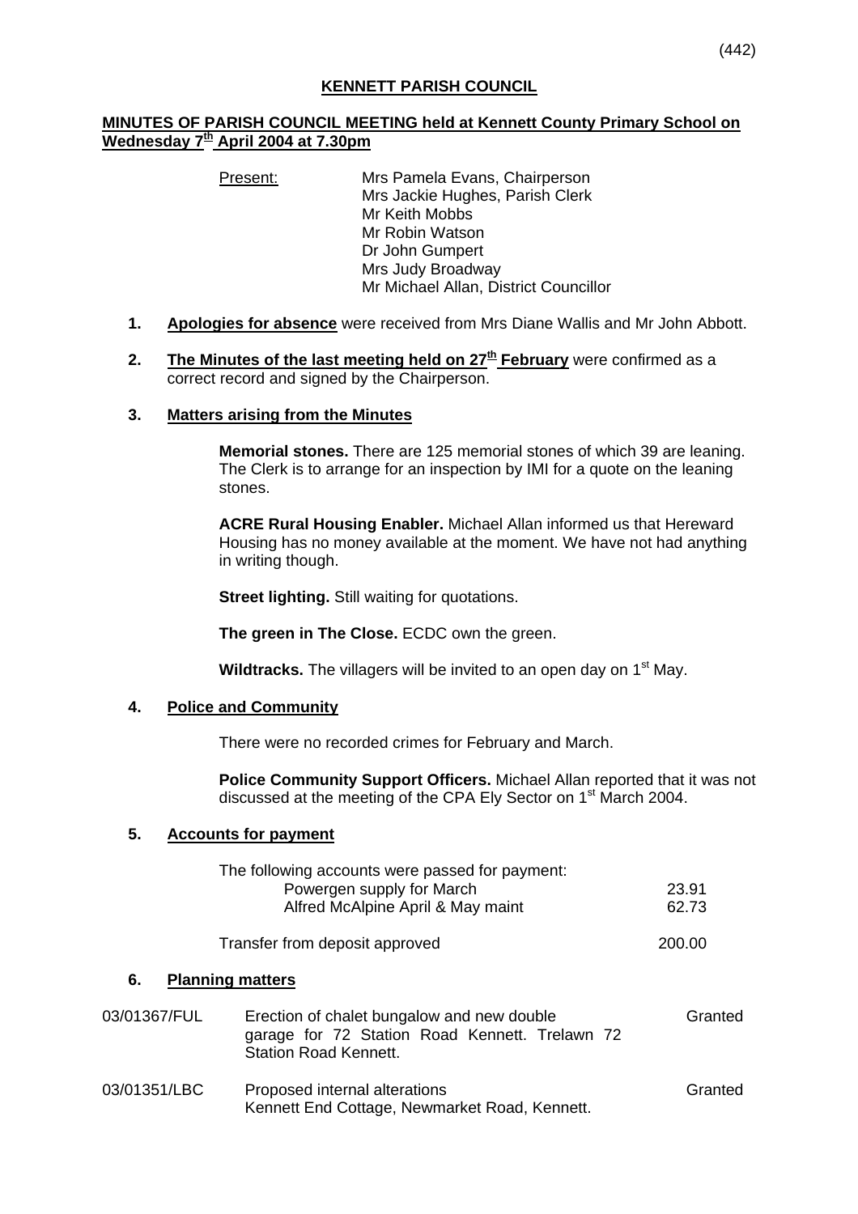(442)

# KENNETT PARISH COUNCIL

## MINUTES OF PARISH COUNCIL MEETING held at Kennett County Primary School on Wednesday 7th April 2004 at 7.30pm

Present:
- Mrs Pamela Evans, Chairperson
- Mrs Jackie Hughes, Parish Clerk
- Mr Keith Mobbs
- Mr Robin Watson
- Dr John Gumpert
- Mrs Judy Broadway
- Mr Michael Allan, District Councillor

1. **Apologies for absence** were received from Mrs Diane Wallis and Mr John Abbott.

2. **The Minutes of the last meeting held on 27th February** were confirmed as a correct record and signed by the Chairperson.

3. **Matters arising from the Minutes**

   **Memorial stones.** There are 125 memorial stones of which 39 are leaning. The Clerk is to arrange for an inspection by IMI for a quote on the leaning stones.

   **ACRE Rural Housing Enabler.** Michael Allan informed us that Hereward Housing has no money available at the moment. We have not had anything in writing though.

   **Street lighting.** Still waiting for quotations.

   **The green in The Close.** ECDC own the green.

   **Wildtracks.** The villagers will be invited to an open day on 1st May.

4. **Police and Community**

   There were no recorded crimes for February and March.

   **Police Community Support Officers.** Michael Allan reported that it was not discussed at the meeting of the CPA Ely Sector on 1st March 2004.

5. **Accounts for payment**

   The following accounts were passed for payment:

   | | |
   |---|---|
   | Powergen supply for March | 23.91 |
   | Alfred McAlpine April & May maint | 62.73 |
   | Transfer from deposit approved | 200.00 |

6. **Planning matters**

| | | |
|---|---|---|
| 03/01367/FUL | Erection of chalet bungalow and new double garage for 72 Station Road Kennett. Trelawn 72 Station Road Kennett. | Granted |
| 03/01351/LBC | Proposed internal alterations Kennett End Cottage, Newmarket Road, Kennett. | Granted |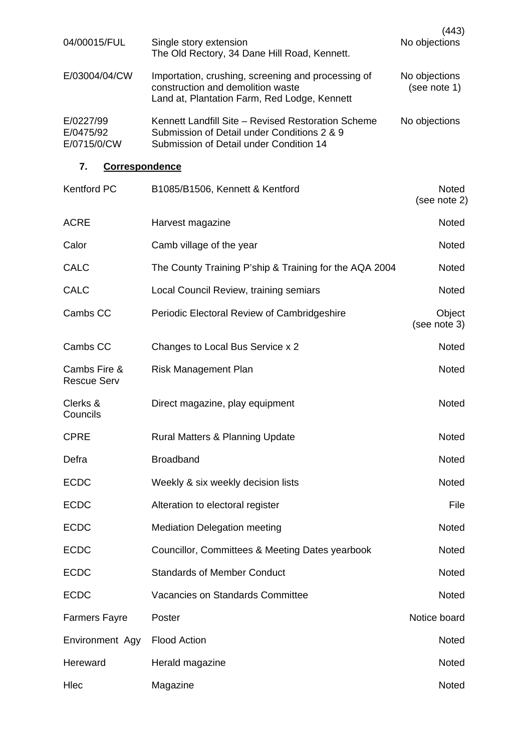| | | (443) |
|---|---|---|
| 04/00015/FUL | Single story extension<br>The Old Rectory, 34 Dane Hill Road, Kennett. | No objections |
| E/03004/04/CW | Importation, crushing, screening and processing of construction and demolition waste<br>Land at, Plantation Farm, Red Lodge, Kennett | No objections (see note 1) |
| E/0227/99<br>E/0475/92<br>E/0715/0/CW | Kennett Landfill Site – Revised Restoration Scheme<br>Submission of Detail under Conditions 2 & 9<br>Submission of Detail under Condition 14 | No objections |

**7. Correspondence**

| | | |
|---|---|---|
| Kentford PC | B1085/B1506, Kennett & Kentford | Noted (see note 2) |
| ACRE | Harvest magazine | Noted |
| Calor | Camb village of the year | Noted |
| CALC | The County Training P'ship & Training for the AQA 2004 | Noted |
| CALC | Local Council Review, training semiars | Noted |
| Cambs CC | Periodic Electoral Review of Cambridgeshire | Object (see note 3) |
| Cambs CC | Changes to Local Bus Service x 2 | Noted |
| Cambs Fire & Rescue Serv | Risk Management Plan | Noted |
| Clerks & Councils | Direct magazine, play equipment | Noted |
| CPRE | Rural Matters & Planning Update | Noted |
| Defra | Broadband | Noted |
| ECDC | Weekly & six weekly decision lists | Noted |
| ECDC | Alteration to electoral register | File |
| ECDC | Mediation Delegation meeting | Noted |
| ECDC | Councillor, Committees & Meeting Dates yearbook | Noted |
| ECDC | Standards of Member Conduct | Noted |
| ECDC | Vacancies on Standards Committee | Noted |
| Farmers Fayre | Poster | Notice board |
| Environment Agy | Flood Action | Noted |
| Hereward | Herald magazine | Noted |
| Hlec | Magazine | Noted |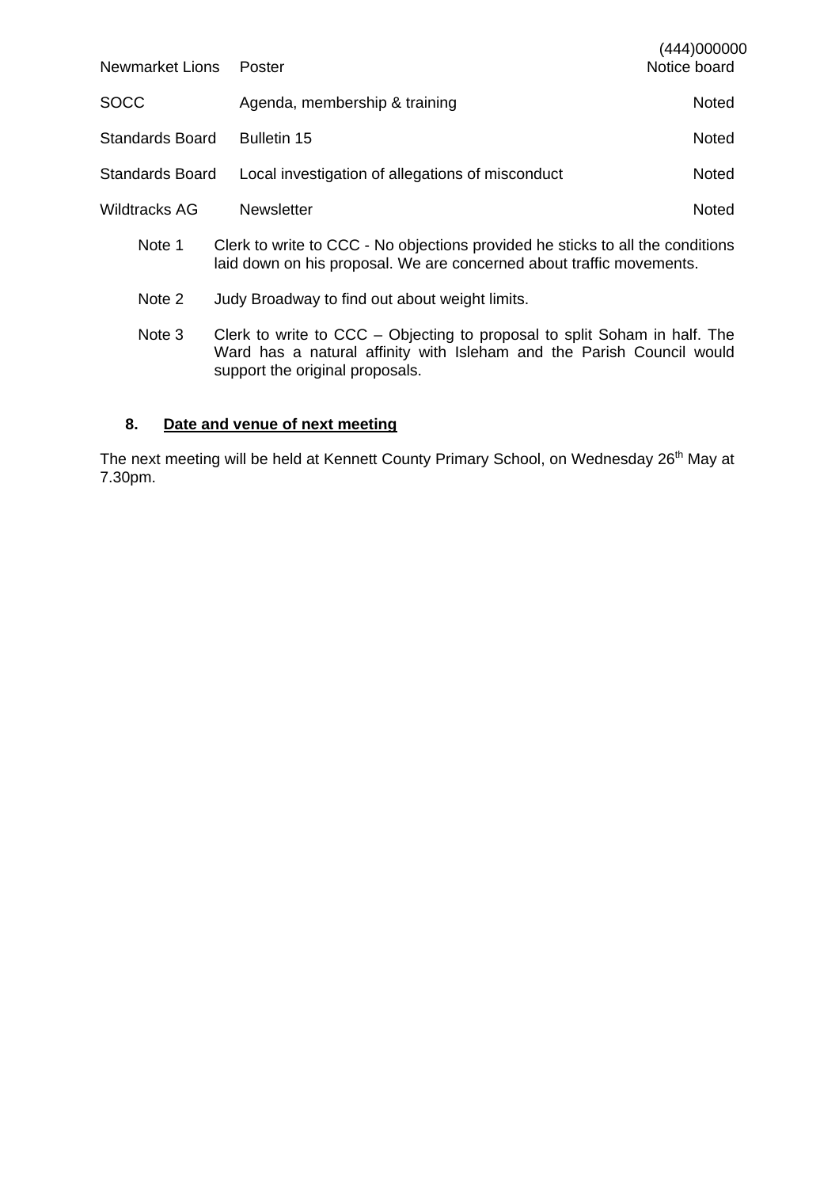| | | |
|---|---|---|
| Newmarket Lions | Poster | (444)000000 Notice board |
| SOCC | Agenda, membership & training | Noted |
| Standards Board | Bulletin 15 | Noted |
| Standards Board | Local investigation of allegations of misconduct | Noted |
| Wildtracks AG | Newsletter | Noted |

Note 1 Clerk to write to CCC - No objections provided he sticks to all the conditions laid down on his proposal. We are concerned about traffic movements.

Note 2 Judy Broadway to find out about weight limits.

Note 3 Clerk to write to CCC – Objecting to proposal to split Soham in half. The Ward has a natural affinity with Isleham and the Parish Council would support the original proposals.

### 8. Date and venue of next meeting

The next meeting will be held at Kennett County Primary School, on Wednesday 26th May at 7.30pm.